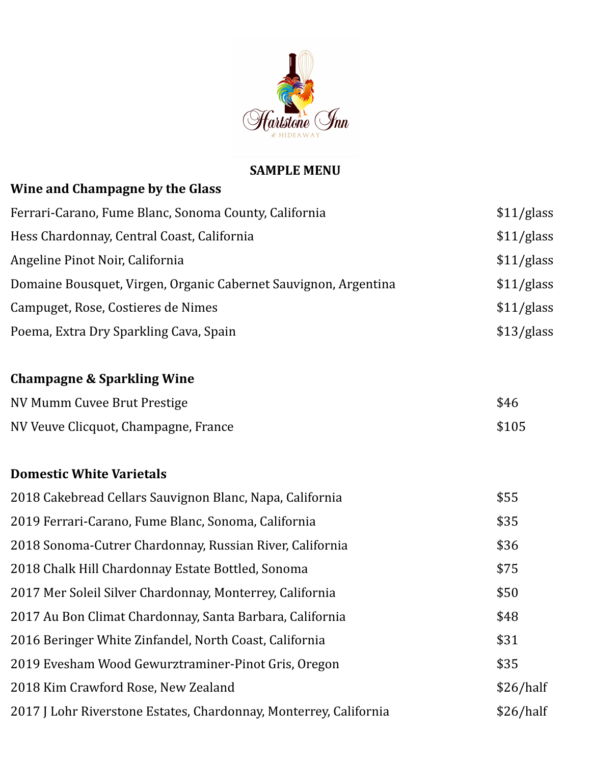Hartstone Inn & Hideaway

**SAMPLE MENU**

## Wine and Champagne by the Glass

| | |
|---|---|
| Ferrari-Carano, Fume Blanc, Sonoma County, California | $11/glass |
| Hess Chardonnay, Central Coast, California | $11/glass |
| Angeline Pinot Noir, California | $11/glass |
| Domaine Bousquet, Virgen, Organic Cabernet Sauvignon, Argentina | $11/glass |
| Campuget, Rose, Costieres de Nimes | $11/glass |
| Poema, Extra Dry Sparkling Cava, Spain | $13/glass |

## Champagne & Sparkling Wine

| | |
|---|---|
| NV Mumm Cuvee Brut Prestige | $46 |
| NV Veuve Clicquot, Champagne, France | $105 |

## Domestic White Varietals

| | |
|---|---|
| 2018 Cakebread Cellars Sauvignon Blanc, Napa, California | $55 |
| 2019 Ferrari-Carano, Fume Blanc, Sonoma, California | $35 |
| 2018 Sonoma-Cutrer Chardonnay, Russian River, California | $36 |
| 2018 Chalk Hill Chardonnay Estate Bottled, Sonoma | $75 |
| 2017 Mer Soleil Silver Chardonnay, Monterrey, California | $50 |
| 2017 Au Bon Climat Chardonnay, Santa Barbara, California | $48 |
| 2016 Beringer White Zinfandel, North Coast, California | $31 |
| 2019 Evesham Wood Gewurztraminer-Pinot Gris, Oregon | $35 |
| 2018 Kim Crawford Rose, New Zealand | $26/half |
| 2017 J Lohr Riverstone Estates, Chardonnay, Monterrey, California | $26/half |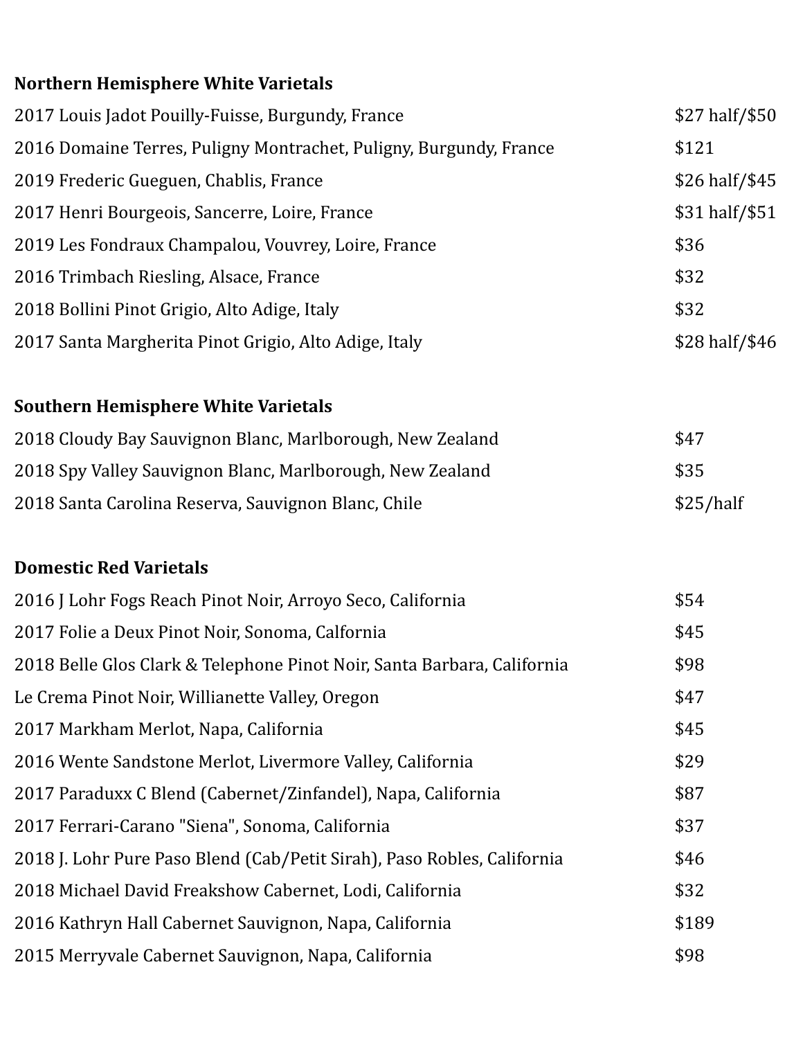**Northern Hemisphere White Varietals**

| | |
|---|---|
| 2017 Louis Jadot Pouilly-Fuisse, Burgundy, France | $27 half/$50 |
| 2016 Domaine Terres, Puligny Montrachet, Puligny, Burgundy, France | $121 |
| 2019 Frederic Gueguen, Chablis, France | $26 half/$45 |
| 2017 Henri Bourgeois, Sancerre, Loire, France | $31 half/$51 |
| 2019 Les Fondraux Champalou, Vouvrey, Loire, France | $36 |
| 2016 Trimbach Riesling, Alsace, France | $32 |
| 2018 Bollini Pinot Grigio, Alto Adige, Italy | $32 |
| 2017 Santa Margherita Pinot Grigio, Alto Adige, Italy | $28 half/$46 |

**Southern Hemisphere White Varietals**

| | |
|---|---|
| 2018 Cloudy Bay Sauvignon Blanc, Marlborough, New Zealand | $47 |
| 2018 Spy Valley Sauvignon Blanc, Marlborough, New Zealand | $35 |
| 2018 Santa Carolina Reserva, Sauvignon Blanc, Chile | $25/half |

**Domestic Red Varietals**

| | |
|---|---|
| 2016 J Lohr Fogs Reach Pinot Noir, Arroyo Seco, California | $54 |
| 2017 Folie a Deux Pinot Noir, Sonoma, Calfornia | $45 |
| 2018 Belle Glos Clark & Telephone Pinot Noir, Santa Barbara, California | $98 |
| Le Crema Pinot Noir, Willianette Valley, Oregon | $47 |
| 2017 Markham Merlot, Napa, California | $45 |
| 2016 Wente Sandstone Merlot, Livermore Valley, California | $29 |
| 2017 Paraduxx C Blend (Cabernet/Zinfandel), Napa, California | $87 |
| 2017 Ferrari-Carano "Siena", Sonoma, California | $37 |
| 2018 J. Lohr Pure Paso Blend (Cab/Petit Sirah), Paso Robles, California | $46 |
| 2018 Michael David Freakshow Cabernet, Lodi, California | $32 |
| 2016 Kathryn Hall Cabernet Sauvignon, Napa, California | $189 |
| 2015 Merryvale Cabernet Sauvignon, Napa, California | $98 |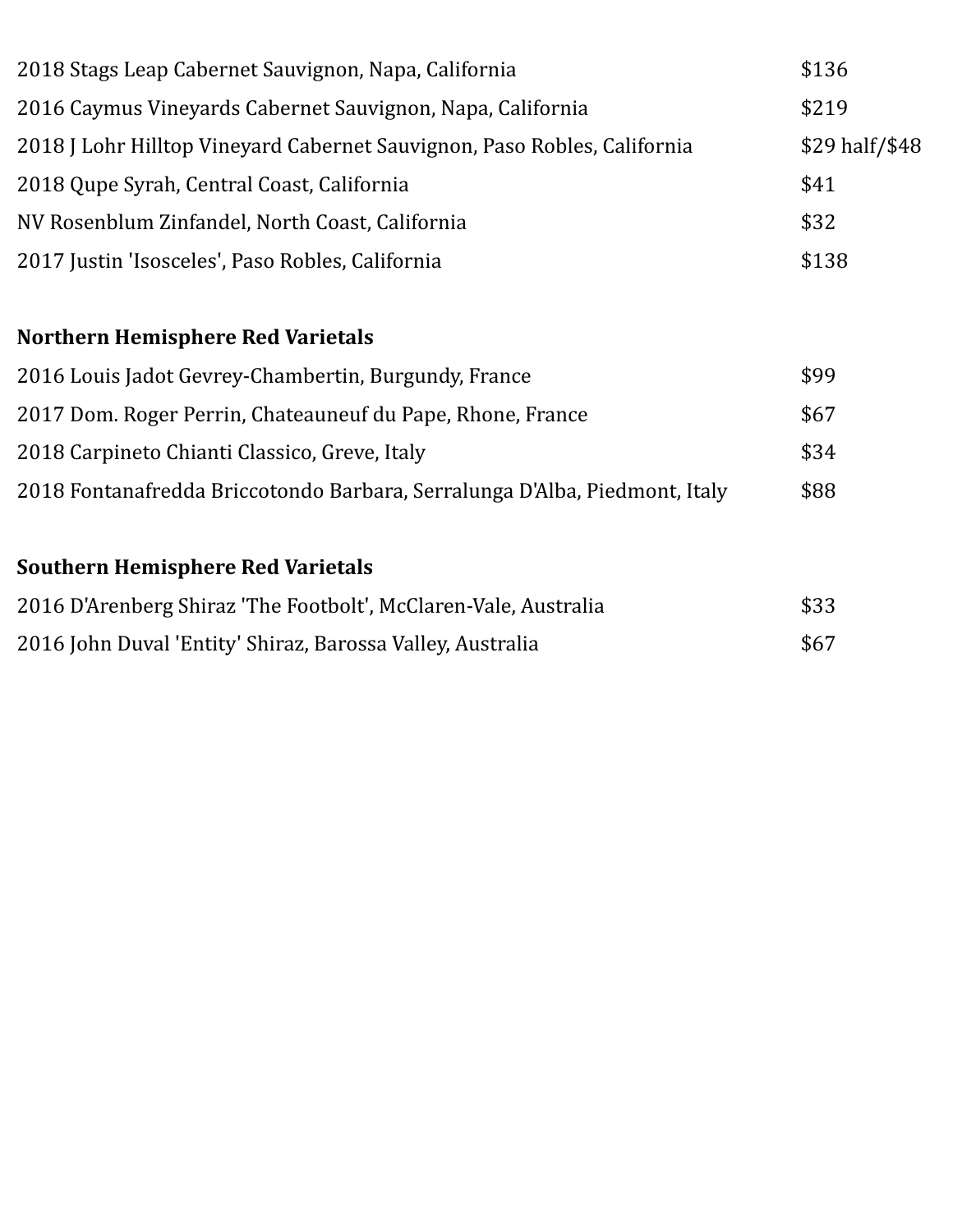| | |
|---|---|
| 2018 Stags Leap Cabernet Sauvignon, Napa, California | $136 |
| 2016 Caymus Vineyards Cabernet Sauvignon, Napa, California | $219 |
| 2018 J Lohr Hilltop Vineyard Cabernet Sauvignon, Paso Robles, California | $29 half/$48 |
| 2018 Qupe Syrah, Central Coast, California | $41 |
| NV Rosenblum Zinfandel, North Coast, California | $32 |
| 2017 Justin 'Isosceles', Paso Robles, California | $138 |

**Northern Hemisphere Red Varietals**

| | |
|---|---|
| 2016 Louis Jadot Gevrey-Chambertin, Burgundy, France | $99 |
| 2017 Dom. Roger Perrin, Chateauneuf du Pape, Rhone, France | $67 |
| 2018 Carpineto Chianti Classico, Greve, Italy | $34 |
| 2018 Fontanafredda Briccotondo Barbara, Serralunga D'Alba, Piedmont, Italy | $88 |

**Southern Hemisphere Red Varietals**

| | |
|---|---|
| 2016 D'Arenberg Shiraz 'The Footbolt', McClaren-Vale, Australia | $33 |
| 2016 John Duval 'Entity' Shiraz, Barossa Valley, Australia | $67 |